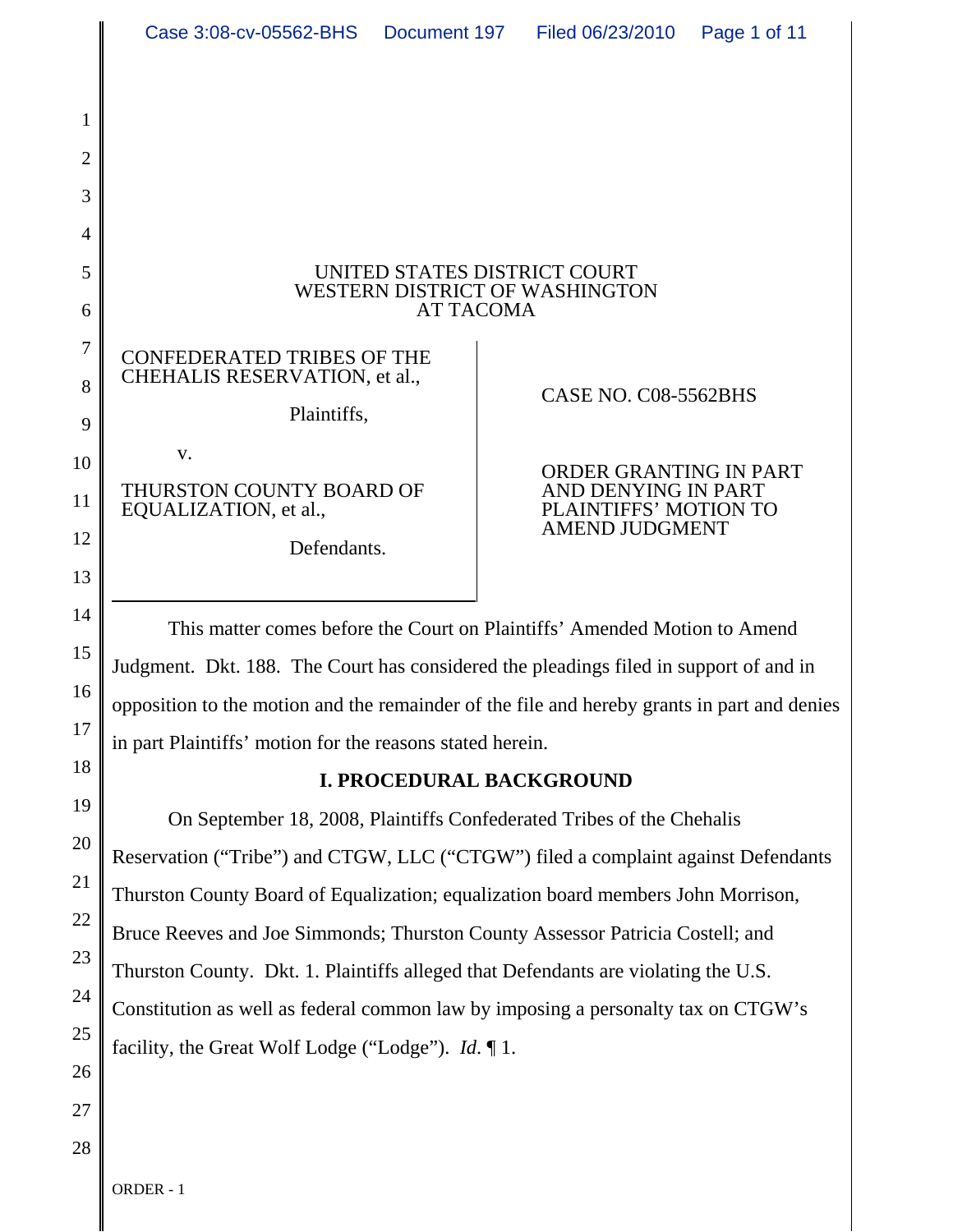UNITED STATES DISTRICT COURT
WESTERN DISTRICT OF WASHINGTON
AT TACOMA

CONFEDERATED TRIBES OF THE CHEHALIS RESERVATION, et al.,

Plaintiffs,

v.

THURSTON COUNTY BOARD OF EQUALIZATION, et al.,

Defendants.

CASE NO. C08-5562BHS

ORDER GRANTING IN PART AND DENYING IN PART PLAINTIFFS' MOTION TO AMEND JUDGMENT

This matter comes before the Court on Plaintiffs' Amended Motion to Amend Judgment. Dkt. 188. The Court has considered the pleadings filed in support of and in opposition to the motion and the remainder of the file and hereby grants in part and denies in part Plaintiffs' motion for the reasons stated herein.

## I. PROCEDURAL BACKGROUND

On September 18, 2008, Plaintiffs Confederated Tribes of the Chehalis Reservation ("Tribe") and CTGW, LLC ("CTGW") filed a complaint against Defendants Thurston County Board of Equalization; equalization board members John Morrison, Bruce Reeves and Joe Simmonds; Thurston County Assessor Patricia Costell; and Thurston County. Dkt. 1. Plaintiffs alleged that Defendants are violating the U.S. Constitution as well as federal common law by imposing a personalty tax on CTGW's facility, the Great Wolf Lodge ("Lodge"). *Id.* ¶ 1.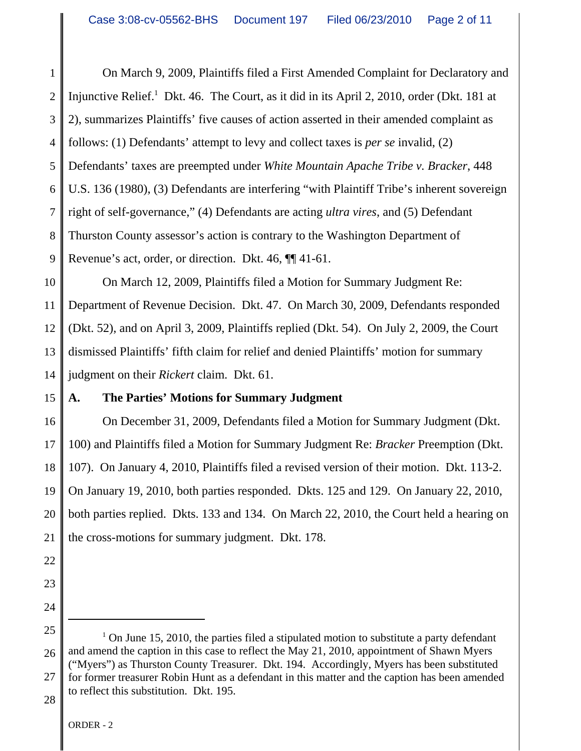On March 9, 2009, Plaintiffs filed a First Amended Complaint for Declaratory and Injunctive Relief.[1] Dkt. 46. The Court, as it did in its April 2, 2010, order (Dkt. 181 at 2), summarizes Plaintiffs' five causes of action asserted in their amended complaint as follows: (1) Defendants' attempt to levy and collect taxes is *per se* invalid, (2) Defendants' taxes are preempted under *White Mountain Apache Tribe v. Bracker*, 448 U.S. 136 (1980), (3) Defendants are interfering "with Plaintiff Tribe's inherent sovereign right of self-governance," (4) Defendants are acting *ultra vires*, and (5) Defendant Thurston County assessor's action is contrary to the Washington Department of Revenue's act, order, or direction. Dkt. 46, ¶¶ 41-61.

On March 12, 2009, Plaintiffs filed a Motion for Summary Judgment Re: Department of Revenue Decision. Dkt. 47. On March 30, 2009, Defendants responded (Dkt. 52), and on April 3, 2009, Plaintiffs replied (Dkt. 54). On July 2, 2009, the Court dismissed Plaintiffs' fifth claim for relief and denied Plaintiffs' motion for summary judgment on their *Rickert* claim. Dkt. 61.

### A. The Parties' Motions for Summary Judgment

On December 31, 2009, Defendants filed a Motion for Summary Judgment (Dkt. 100) and Plaintiffs filed a Motion for Summary Judgment Re: *Bracker* Preemption (Dkt. 107). On January 4, 2010, Plaintiffs filed a revised version of their motion. Dkt. 113-2. On January 19, 2010, both parties responded. Dkts. 125 and 129. On January 22, 2010, both parties replied. Dkts. 133 and 134. On March 22, 2010, the Court held a hearing on the cross-motions for summary judgment. Dkt. 178.

---

[1] On June 15, 2010, the parties filed a stipulated motion to substitute a party defendant and amend the caption in this case to reflect the May 21, 2010, appointment of Shawn Myers ("Myers") as Thurston County Treasurer. Dkt. 194. Accordingly, Myers has been substituted for former treasurer Robin Hunt as a defendant in this matter and the caption has been amended to reflect this substitution. Dkt. 195.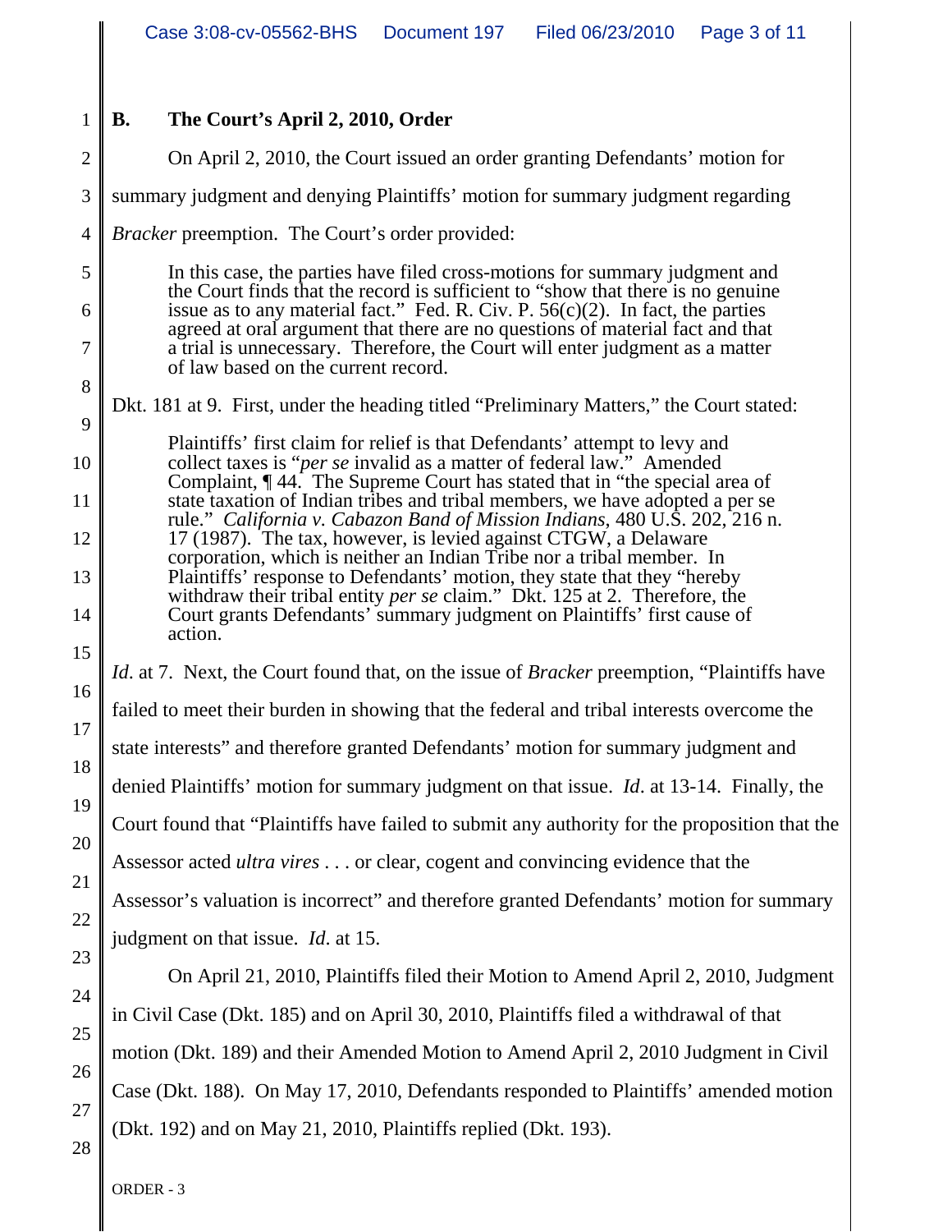### B. The Court's April 2, 2010, Order

On April 2, 2010, the Court issued an order granting Defendants' motion for summary judgment and denying Plaintiffs' motion for summary judgment regarding *Bracker* preemption. The Court's order provided:

> In this case, the parties have filed cross-motions for summary judgment and the Court finds that the record is sufficient to "show that there is no genuine issue as to any material fact." Fed. R. Civ. P. 56(c)(2). In fact, the parties agreed at oral argument that there are no questions of material fact and that a trial is unnecessary. Therefore, the Court will enter judgment as a matter of law based on the current record.

Dkt. 181 at 9. First, under the heading titled "Preliminary Matters," the Court stated:

> Plaintiffs' first claim for relief is that Defendants' attempt to levy and collect taxes is "*per se* invalid as a matter of federal law." Amended Complaint, ¶ 44. The Supreme Court has stated that in "the special area of state taxation of Indian tribes and tribal members, we have adopted a per se rule." *California v. Cabazon Band of Mission Indians*, 480 U.S. 202, 216 n. 17 (1987). The tax, however, is levied against CTGW, a Delaware corporation, which is neither an Indian Tribe nor a tribal member. In Plaintiffs' response to Defendants' motion, they state that they "hereby withdraw their tribal entity *per se* claim." Dkt. 125 at 2. Therefore, the Court grants Defendants' summary judgment on Plaintiffs' first cause of action.

*Id*. at 7. Next, the Court found that, on the issue of *Bracker* preemption, "Plaintiffs have failed to meet their burden in showing that the federal and tribal interests overcome the state interests" and therefore granted Defendants' motion for summary judgment and denied Plaintiffs' motion for summary judgment on that issue. *Id*. at 13-14. Finally, the Court found that "Plaintiffs have failed to submit any authority for the proposition that the Assessor acted *ultra vires* . . . or clear, cogent and convincing evidence that the Assessor's valuation is incorrect" and therefore granted Defendants' motion for summary judgment on that issue. *Id*. at 15.

On April 21, 2010, Plaintiffs filed their Motion to Amend April 2, 2010, Judgment in Civil Case (Dkt. 185) and on April 30, 2010, Plaintiffs filed a withdrawal of that motion (Dkt. 189) and their Amended Motion to Amend April 2, 2010 Judgment in Civil Case (Dkt. 188). On May 17, 2010, Defendants responded to Plaintiffs' amended motion (Dkt. 192) and on May 21, 2010, Plaintiffs replied (Dkt. 193).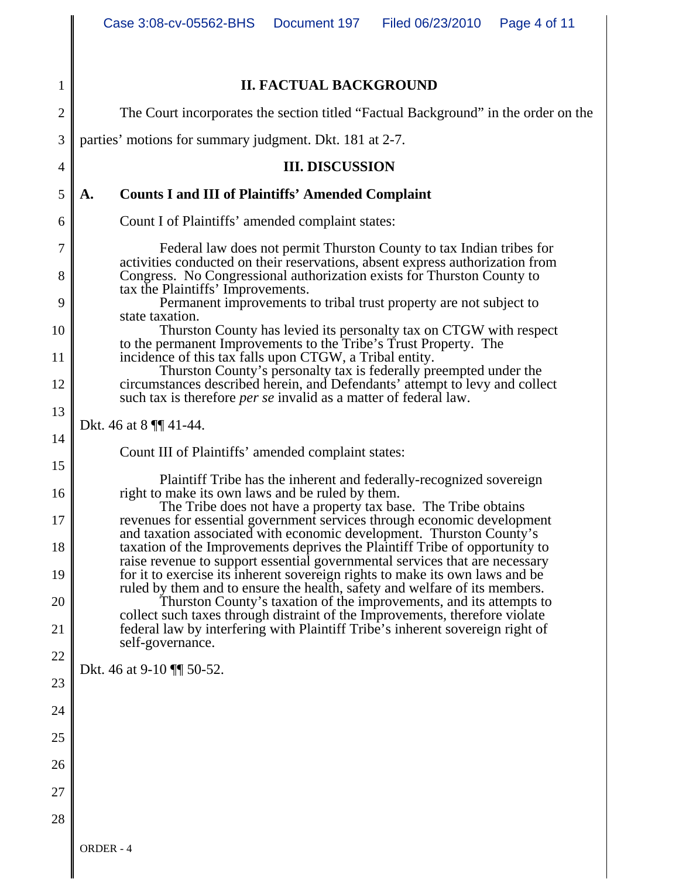## II. FACTUAL BACKGROUND

The Court incorporates the section titled "Factual Background" in the order on the parties' motions for summary judgment. Dkt. 181 at 2-7.

## III. DISCUSSION

### A. Counts I and III of Plaintiffs' Amended Complaint

Count I of Plaintiffs' amended complaint states:

> Federal law does not permit Thurston County to tax Indian tribes for activities conducted on their reservations, absent express authorization from Congress. No Congressional authorization exists for Thurston County to tax the Plaintiffs' Improvements.
>
> Permanent improvements to tribal trust property are not subject to state taxation.
>
> Thurston County has levied its personalty tax on CTGW with respect to the permanent Improvements to the Tribe's Trust Property. The incidence of this tax falls upon CTGW, a Tribal entity.
>
> Thurston County's personalty tax is federally preempted under the circumstances described herein, and Defendants' attempt to levy and collect such tax is therefore *per se* invalid as a matter of federal law.

Dkt. 46 at 8 ¶¶ 41-44.

Count III of Plaintiffs' amended complaint states:

> Plaintiff Tribe has the inherent and federally-recognized sovereign right to make its own laws and be ruled by them.
>
> The Tribe does not have a property tax base. The Tribe obtains revenues for essential government services through economic development and taxation associated with economic development. Thurston County's taxation of the Improvements deprives the Plaintiff Tribe of opportunity to raise revenue to support essential governmental services that are necessary for it to exercise its inherent sovereign rights to make its own laws and be ruled by them and to ensure the health, safety and welfare of its members.
>
> Thurston County's taxation of the improvements, and its attempts to collect such taxes through distraint of the Improvements, therefore violate federal law by interfering with Plaintiff Tribe's inherent sovereign right of self-governance.

Dkt. 46 at 9-10 ¶¶ 50-52.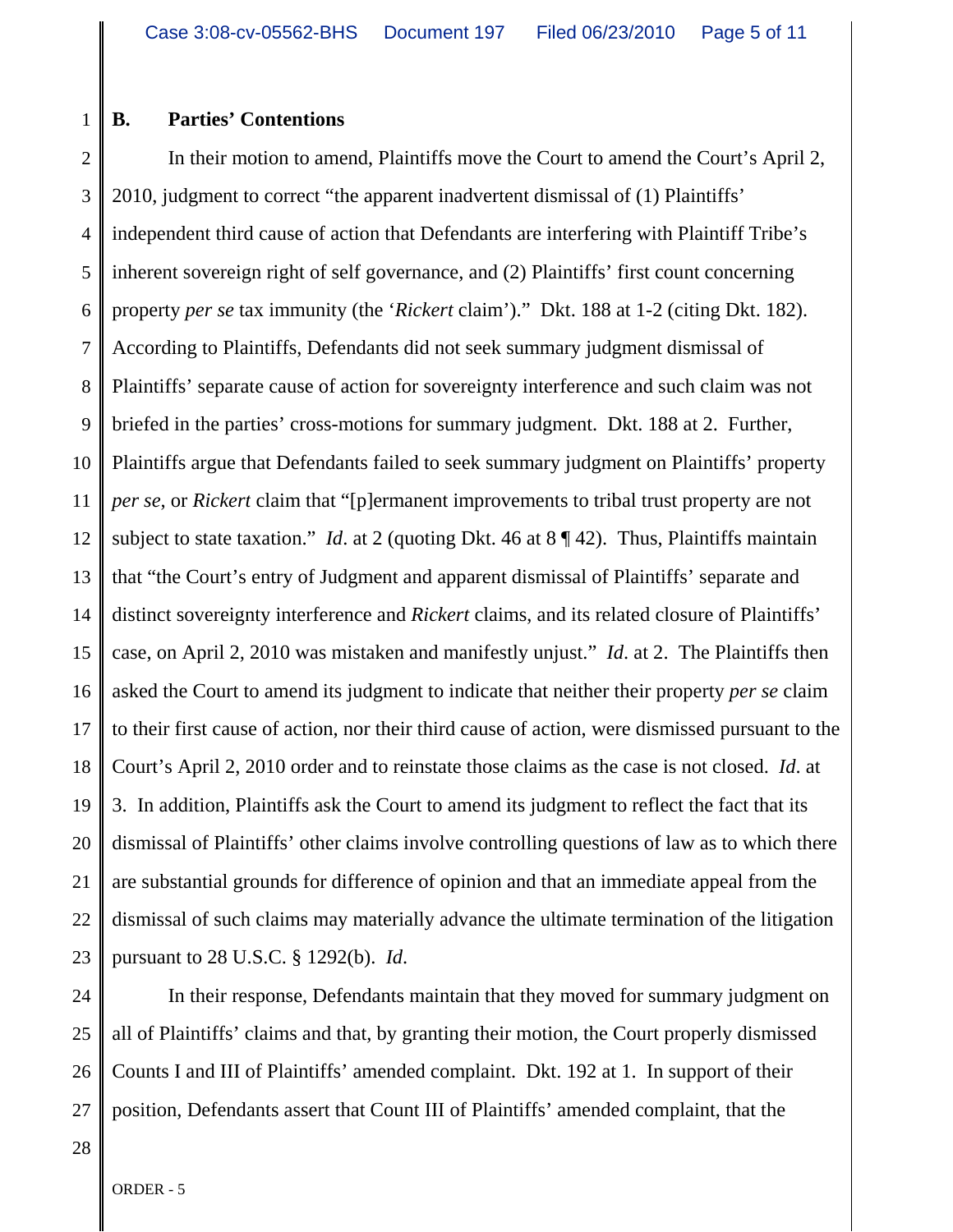### B. Parties' Contentions

In their motion to amend, Plaintiffs move the Court to amend the Court's April 2, 2010, judgment to correct "the apparent inadvertent dismissal of (1) Plaintiffs' independent third cause of action that Defendants are interfering with Plaintiff Tribe's inherent sovereign right of self governance, and (2) Plaintiffs' first count concerning property *per se* tax immunity (the '*Rickert* claim')." Dkt. 188 at 1-2 (citing Dkt. 182). According to Plaintiffs, Defendants did not seek summary judgment dismissal of Plaintiffs' separate cause of action for sovereignty interference and such claim was not briefed in the parties' cross-motions for summary judgment. Dkt. 188 at 2. Further, Plaintiffs argue that Defendants failed to seek summary judgment on Plaintiffs' property *per se*, or *Rickert* claim that "[p]ermanent improvements to tribal trust property are not subject to state taxation." *Id*. at 2 (quoting Dkt. 46 at 8 ¶ 42). Thus, Plaintiffs maintain that "the Court's entry of Judgment and apparent dismissal of Plaintiffs' separate and distinct sovereignty interference and *Rickert* claims, and its related closure of Plaintiffs' case, on April 2, 2010 was mistaken and manifestly unjust." *Id*. at 2. The Plaintiffs then asked the Court to amend its judgment to indicate that neither their property *per se* claim to their first cause of action, nor their third cause of action, were dismissed pursuant to the Court's April 2, 2010 order and to reinstate those claims as the case is not closed. *Id*. at 3. In addition, Plaintiffs ask the Court to amend its judgment to reflect the fact that its dismissal of Plaintiffs' other claims involve controlling questions of law as to which there are substantial grounds for difference of opinion and that an immediate appeal from the dismissal of such claims may materially advance the ultimate termination of the litigation pursuant to 28 U.S.C. § 1292(b). *Id*.

In their response, Defendants maintain that they moved for summary judgment on all of Plaintiffs' claims and that, by granting their motion, the Court properly dismissed Counts I and III of Plaintiffs' amended complaint. Dkt. 192 at 1. In support of their position, Defendants assert that Count III of Plaintiffs' amended complaint, that the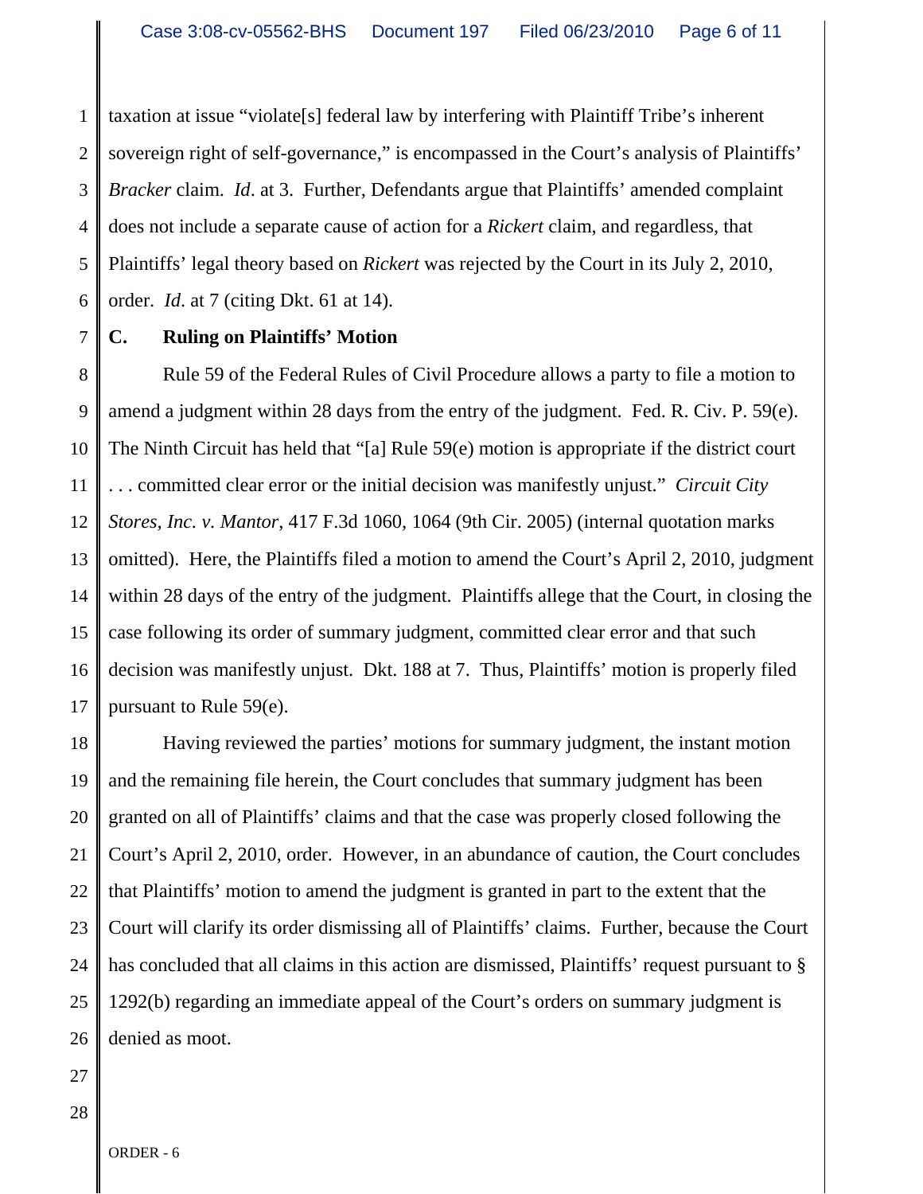taxation at issue "violate[s] federal law by interfering with Plaintiff Tribe's inherent sovereign right of self-governance," is encompassed in the Court's analysis of Plaintiffs' *Bracker* claim. *Id*. at 3. Further, Defendants argue that Plaintiffs' amended complaint does not include a separate cause of action for a *Rickert* claim, and regardless, that Plaintiffs' legal theory based on *Rickert* was rejected by the Court in its July 2, 2010, order. *Id*. at 7 (citing Dkt. 61 at 14).

**C. Ruling on Plaintiffs' Motion**

Rule 59 of the Federal Rules of Civil Procedure allows a party to file a motion to amend a judgment within 28 days from the entry of the judgment. Fed. R. Civ. P. 59(e). The Ninth Circuit has held that "[a] Rule 59(e) motion is appropriate if the district court . . . committed clear error or the initial decision was manifestly unjust." *Circuit City Stores, Inc. v. Mantor*, 417 F.3d 1060, 1064 (9th Cir. 2005) (internal quotation marks omitted). Here, the Plaintiffs filed a motion to amend the Court's April 2, 2010, judgment within 28 days of the entry of the judgment. Plaintiffs allege that the Court, in closing the case following its order of summary judgment, committed clear error and that such decision was manifestly unjust. Dkt. 188 at 7. Thus, Plaintiffs' motion is properly filed pursuant to Rule 59(e).

Having reviewed the parties' motions for summary judgment, the instant motion and the remaining file herein, the Court concludes that summary judgment has been granted on all of Plaintiffs' claims and that the case was properly closed following the Court's April 2, 2010, order. However, in an abundance of caution, the Court concludes that Plaintiffs' motion to amend the judgment is granted in part to the extent that the Court will clarify its order dismissing all of Plaintiffs' claims. Further, because the Court has concluded that all claims in this action are dismissed, Plaintiffs' request pursuant to § 1292(b) regarding an immediate appeal of the Court's orders on summary judgment is denied as moot.

ORDER - 6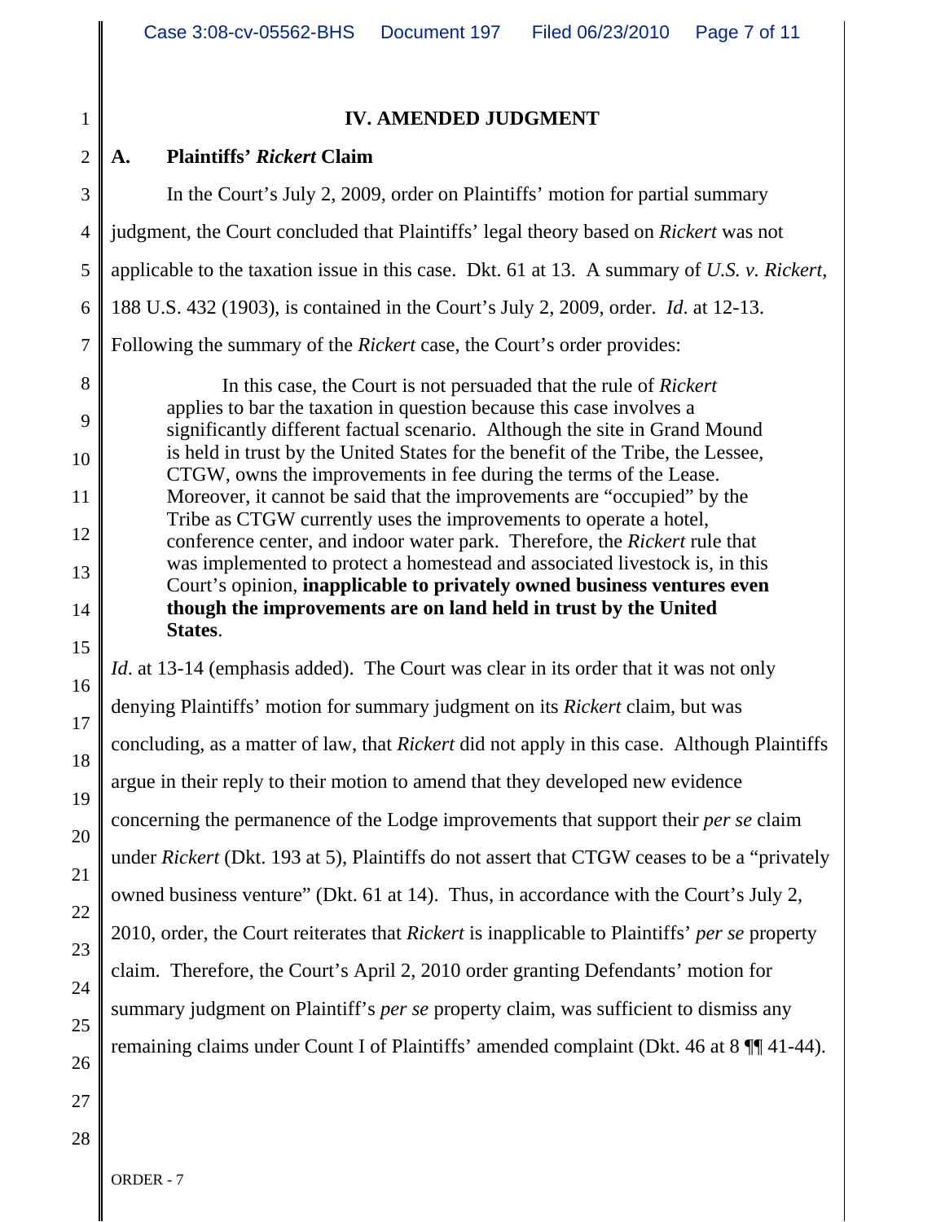## IV. AMENDED JUDGMENT

### A. Plaintiffs' *Rickert* Claim

In the Court's July 2, 2009, order on Plaintiffs' motion for partial summary judgment, the Court concluded that Plaintiffs' legal theory based on *Rickert* was not applicable to the taxation issue in this case. Dkt. 61 at 13. A summary of *U.S. v. Rickert*, 188 U.S. 432 (1903), is contained in the Court's July 2, 2009, order. *Id*. at 12-13. Following the summary of the *Rickert* case, the Court's order provides:

> In this case, the Court is not persuaded that the rule of *Rickert* applies to bar the taxation in question because this case involves a significantly different factual scenario. Although the site in Grand Mound is held in trust by the United States for the benefit of the Tribe, the Lessee, CTGW, owns the improvements in fee during the terms of the Lease. Moreover, it cannot be said that the improvements are "occupied" by the Tribe as CTGW currently uses the improvements to operate a hotel, conference center, and indoor water park. Therefore, the *Rickert* rule that was implemented to protect a homestead and associated livestock is, in this Court's opinion, **inapplicable to privately owned business ventures even though the improvements are on land held in trust by the United States**.

*Id*. at 13-14 (emphasis added). The Court was clear in its order that it was not only denying Plaintiffs' motion for summary judgment on its *Rickert* claim, but was concluding, as a matter of law, that *Rickert* did not apply in this case. Although Plaintiffs argue in their reply to their motion to amend that they developed new evidence concerning the permanence of the Lodge improvements that support their *per se* claim under *Rickert* (Dkt. 193 at 5), Plaintiffs do not assert that CTGW ceases to be a "privately owned business venture" (Dkt. 61 at 14). Thus, in accordance with the Court's July 2, 2010, order, the Court reiterates that *Rickert* is inapplicable to Plaintiffs' *per se* property claim. Therefore, the Court's April 2, 2010 order granting Defendants' motion for summary judgment on Plaintiff's *per se* property claim, was sufficient to dismiss any remaining claims under Count I of Plaintiffs' amended complaint (Dkt. 46 at 8 ¶¶ 41-44).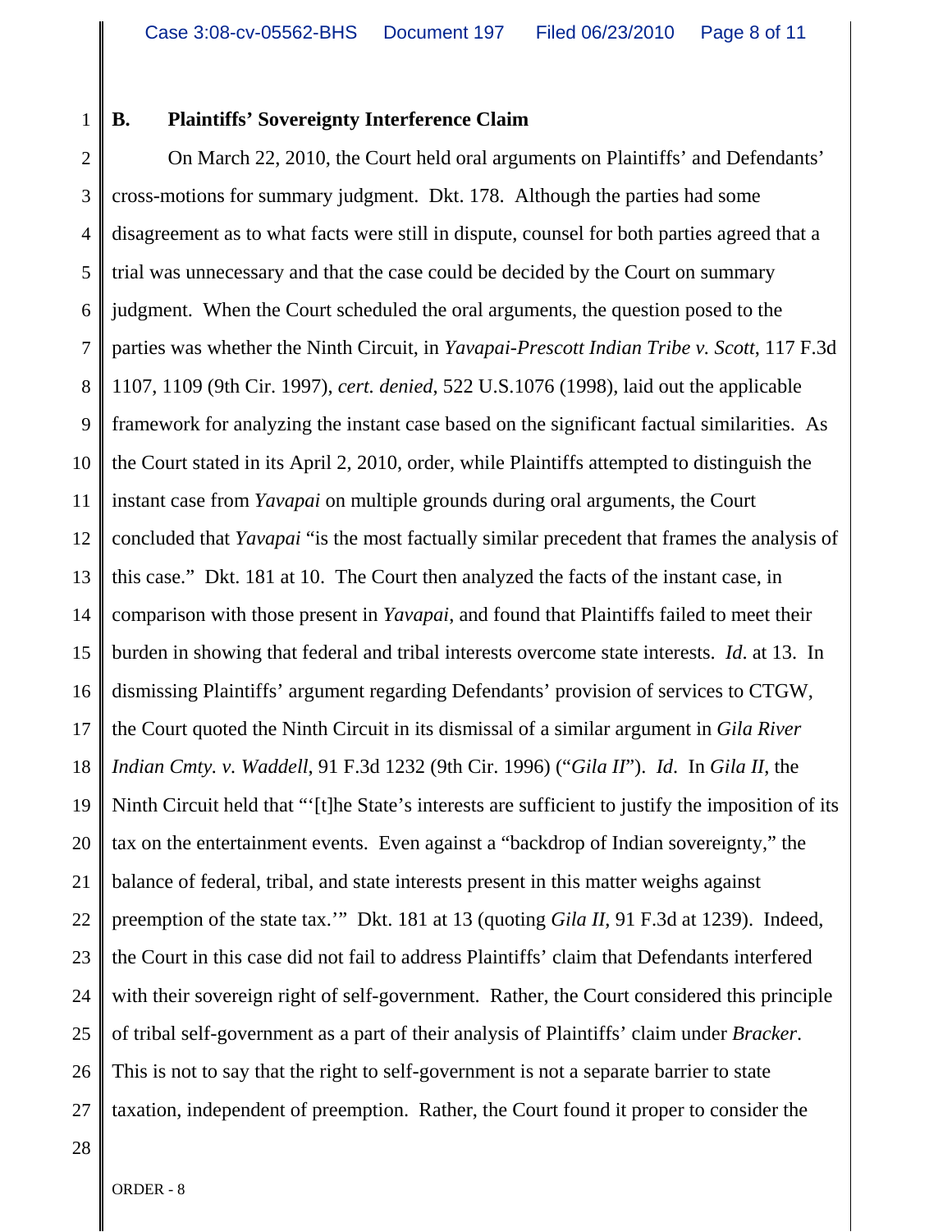### B. Plaintiffs' Sovereignty Interference Claim

On March 22, 2010, the Court held oral arguments on Plaintiffs' and Defendants' cross-motions for summary judgment. Dkt. 178. Although the parties had some disagreement as to what facts were still in dispute, counsel for both parties agreed that a trial was unnecessary and that the case could be decided by the Court on summary judgment. When the Court scheduled the oral arguments, the question posed to the parties was whether the Ninth Circuit, in *Yavapai-Prescott Indian Tribe v. Scott*, 117 F.3d 1107, 1109 (9th Cir. 1997), *cert. denied*, 522 U.S.1076 (1998), laid out the applicable framework for analyzing the instant case based on the significant factual similarities. As the Court stated in its April 2, 2010, order, while Plaintiffs attempted to distinguish the instant case from *Yavapai* on multiple grounds during oral arguments, the Court concluded that *Yavapai* "is the most factually similar precedent that frames the analysis of this case." Dkt. 181 at 10. The Court then analyzed the facts of the instant case, in comparison with those present in *Yavapai*, and found that Plaintiffs failed to meet their burden in showing that federal and tribal interests overcome state interests. *Id*. at 13. In dismissing Plaintiffs' argument regarding Defendants' provision of services to CTGW, the Court quoted the Ninth Circuit in its dismissal of a similar argument in *Gila River Indian Cmty. v. Waddell*, 91 F.3d 1232 (9th Cir. 1996) ("*Gila II*"). *Id*. In *Gila II*, the Ninth Circuit held that "'[t]he State's interests are sufficient to justify the imposition of its tax on the entertainment events. Even against a "backdrop of Indian sovereignty," the balance of federal, tribal, and state interests present in this matter weighs against preemption of the state tax.'" Dkt. 181 at 13 (quoting *Gila II*, 91 F.3d at 1239). Indeed, the Court in this case did not fail to address Plaintiffs' claim that Defendants interfered with their sovereign right of self-government. Rather, the Court considered this principle of tribal self-government as a part of their analysis of Plaintiffs' claim under *Bracker*. This is not to say that the right to self-government is not a separate barrier to state taxation, independent of preemption. Rather, the Court found it proper to consider the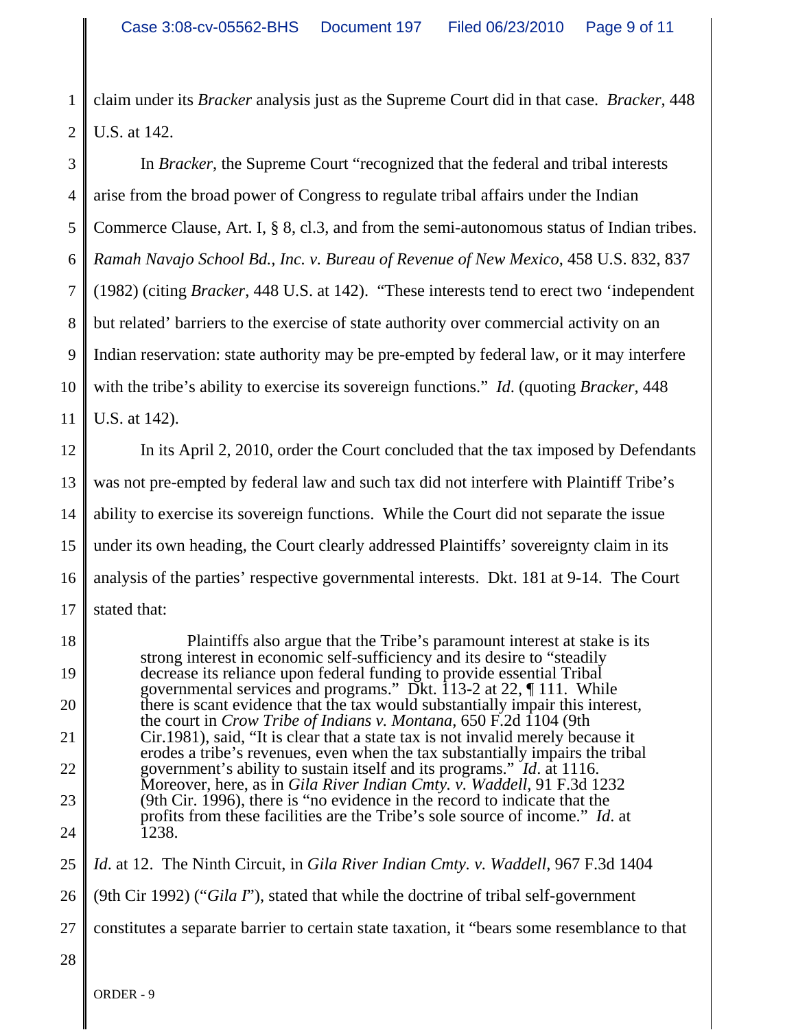claim under its *Bracker* analysis just as the Supreme Court did in that case. *Bracker*, 448 U.S. at 142.

In *Bracker*, the Supreme Court "recognized that the federal and tribal interests arise from the broad power of Congress to regulate tribal affairs under the Indian Commerce Clause, Art. I, § 8, cl.3, and from the semi-autonomous status of Indian tribes. *Ramah Navajo School Bd., Inc. v. Bureau of Revenue of New Mexico*, 458 U.S. 832, 837 (1982) (citing *Bracker*, 448 U.S. at 142). "These interests tend to erect two 'independent but related' barriers to the exercise of state authority over commercial activity on an Indian reservation: state authority may be pre-empted by federal law, or it may interfere with the tribe's ability to exercise its sovereign functions." *Id*. (quoting *Bracker*, 448 U.S. at 142).

In its April 2, 2010, order the Court concluded that the tax imposed by Defendants was not pre-empted by federal law and such tax did not interfere with Plaintiff Tribe's ability to exercise its sovereign functions. While the Court did not separate the issue under its own heading, the Court clearly addressed Plaintiffs' sovereignty claim in its analysis of the parties' respective governmental interests. Dkt. 181 at 9-14. The Court stated that:

> Plaintiffs also argue that the Tribe's paramount interest at stake is its strong interest in economic self-sufficiency and its desire to "steadily decrease its reliance upon federal funding to provide essential Tribal governmental services and programs." Dkt. 113-2 at 22, ¶ 111. While there is scant evidence that the tax would substantially impair this interest, the court in *Crow Tribe of Indians v. Montana*, 650 F.2d 1104 (9th Cir.1981), said, "It is clear that a state tax is not invalid merely because it erodes a tribe's revenues, even when the tax substantially impairs the tribal government's ability to sustain itself and its programs." *Id*. at 1116. Moreover, here, as in *Gila River Indian Cmty. v. Waddell*, 91 F.3d 1232 (9th Cir. 1996), there is "no evidence in the record to indicate that the profits from these facilities are the Tribe's sole source of income." *Id*. at 1238.

*Id*. at 12. The Ninth Circuit, in *Gila River Indian Cmty. v. Waddell*, 967 F.3d 1404 (9th Cir 1992) ("*Gila I*"), stated that while the doctrine of tribal self-government constitutes a separate barrier to certain state taxation, it "bears some resemblance to that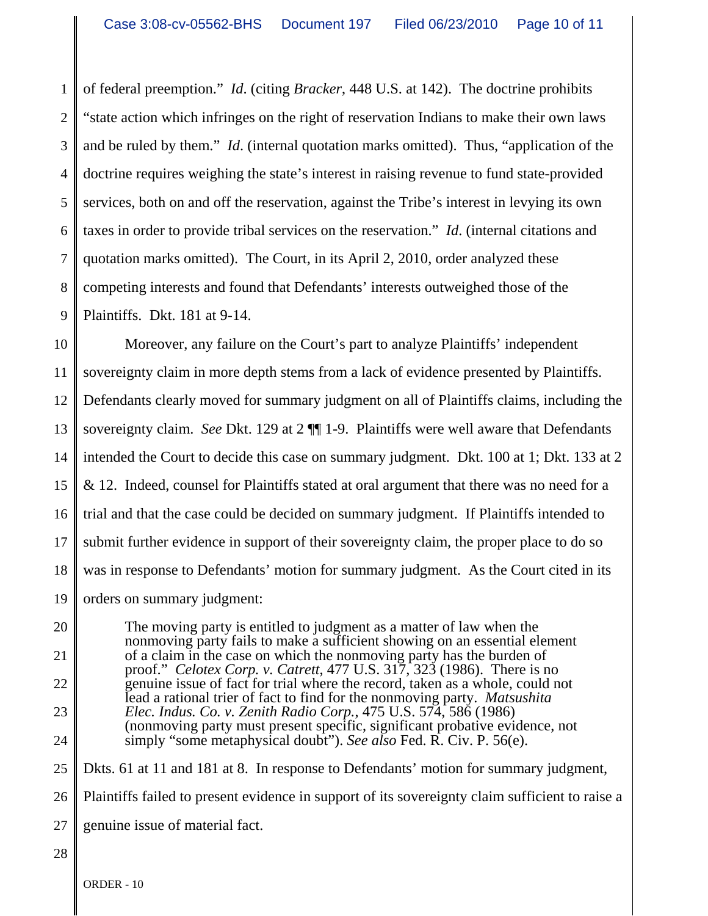of federal preemption." *Id*. (citing *Bracker*, 448 U.S. at 142). The doctrine prohibits "state action which infringes on the right of reservation Indians to make their own laws and be ruled by them." *Id*. (internal quotation marks omitted). Thus, "application of the doctrine requires weighing the state's interest in raising revenue to fund state-provided services, both on and off the reservation, against the Tribe's interest in levying its own taxes in order to provide tribal services on the reservation." *Id*. (internal citations and quotation marks omitted). The Court, in its April 2, 2010, order analyzed these competing interests and found that Defendants' interests outweighed those of the Plaintiffs. Dkt. 181 at 9-14.

Moreover, any failure on the Court's part to analyze Plaintiffs' independent sovereignty claim in more depth stems from a lack of evidence presented by Plaintiffs. Defendants clearly moved for summary judgment on all of Plaintiffs claims, including the sovereignty claim. *See* Dkt. 129 at 2 ¶¶ 1-9. Plaintiffs were well aware that Defendants intended the Court to decide this case on summary judgment. Dkt. 100 at 1; Dkt. 133 at 2 & 12. Indeed, counsel for Plaintiffs stated at oral argument that there was no need for a trial and that the case could be decided on summary judgment. If Plaintiffs intended to submit further evidence in support of their sovereignty claim, the proper place to do so was in response to Defendants' motion for summary judgment. As the Court cited in its orders on summary judgment:

> The moving party is entitled to judgment as a matter of law when the nonmoving party fails to make a sufficient showing on an essential element of a claim in the case on which the nonmoving party has the burden of proof." *Celotex Corp. v. Catrett*, 477 U.S. 317, 323 (1986). There is no genuine issue of fact for trial where the record, taken as a whole, could not lead a rational trier of fact to find for the nonmoving party. *Matsushita Elec. Indus. Co. v. Zenith Radio Corp.*, 475 U.S. 574, 586 (1986) (nonmoving party must present specific, significant probative evidence, not simply "some metaphysical doubt"). *See also* Fed. R. Civ. P. 56(e).

Dkts. 61 at 11 and 181 at 8. In response to Defendants' motion for summary judgment, Plaintiffs failed to present evidence in support of its sovereignty claim sufficient to raise a genuine issue of material fact.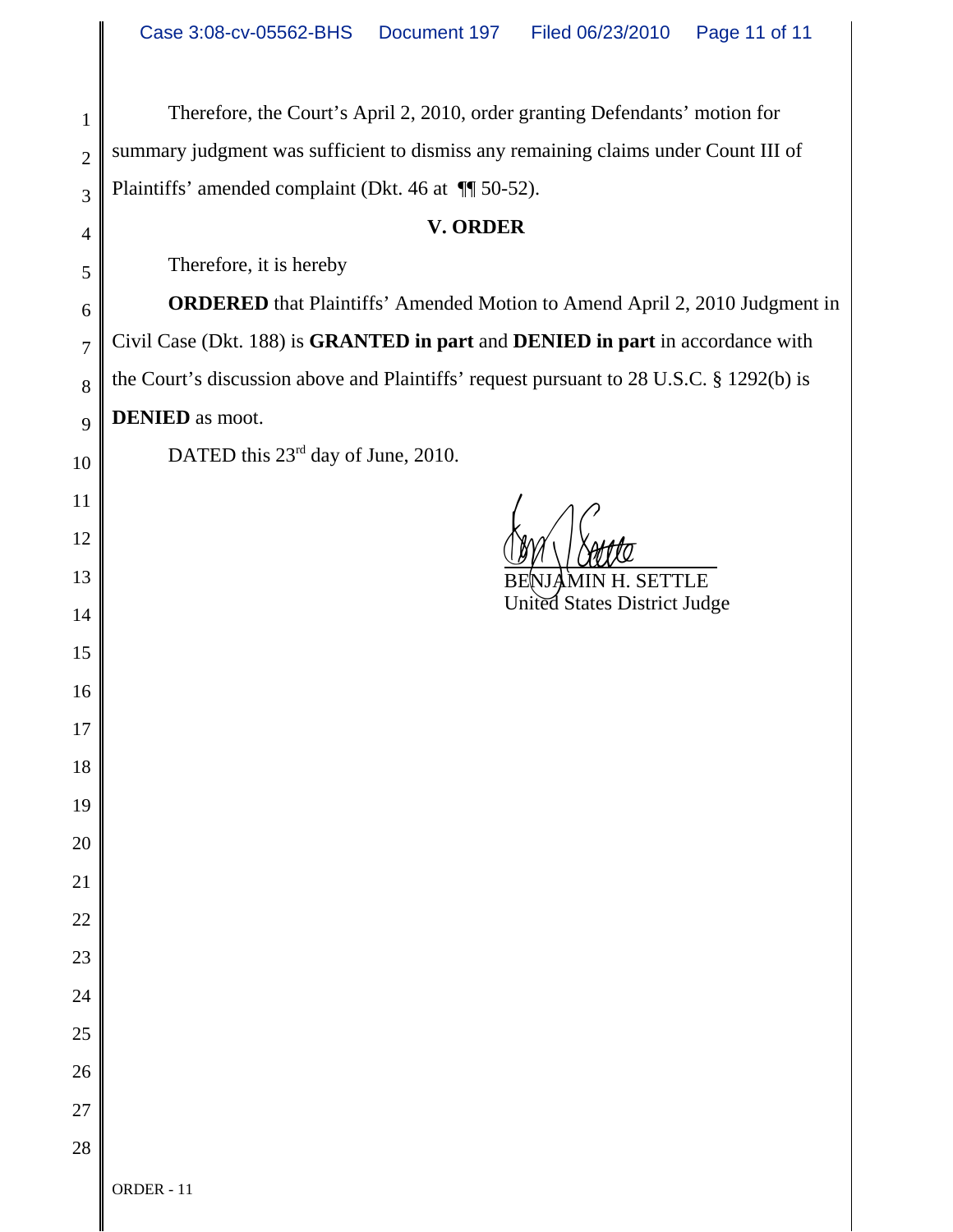Therefore, the Court's April 2, 2010, order granting Defendants' motion for summary judgment was sufficient to dismiss any remaining claims under Count III of Plaintiffs' amended complaint (Dkt. 46 at ¶¶ 50-52).

## V. ORDER

Therefore, it is hereby

**ORDERED** that Plaintiffs' Amended Motion to Amend April 2, 2010 Judgment in Civil Case (Dkt. 188) is **GRANTED in part** and **DENIED in part** in accordance with the Court's discussion above and Plaintiffs' request pursuant to 28 U.S.C. § 1292(b) is **DENIED** as moot.

DATED this 23rd day of June, 2010.

BENJAMIN H. SETTLE
United States District Judge

ORDER - 11